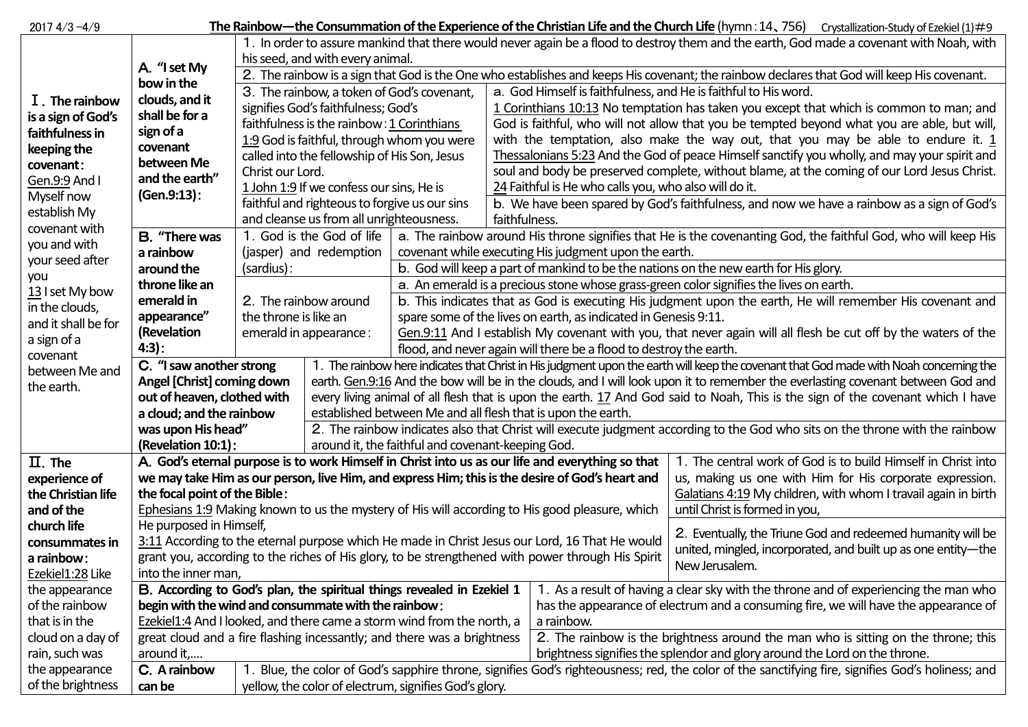# The Rainbow—the Consummation of the Experience of the Christian Life and the Church Life (hymn：14、756)

2017 4/3 –4/9 Crystallization-Study of Ezekiel (1)＃9

## Ⅰ. The rainbow is a sign of God's faithfulness in keeping the covenant：

Gen.9:9 And I Myself now establish My covenant with you and with your seed after you
13 I set My bow in the clouds, and it shall be for a sign of a covenant between Me and the earth.

### A. "I set My bow in the clouds, and it shall be for a sign of a covenant between Me and the earth" (Gen.9:13)：

1. In order to assure mankind that there would never again be a flood to destroy them and the earth, God made a covenant with Noah, with his seed, and with every animal.

2. The rainbow is a sign that God is the One who establishes and keeps His covenant; the rainbow declares that God will keep His covenant.

3. The rainbow, a token of God's covenant, signifies God's faithfulness; God's faithfulness is the rainbow：1 Corinthians 1:9 God is faithful, through whom you were called into the fellowship of His Son, Jesus Christ our Lord.
1 John 1:9 If we confess our sins, He is faithful and righteous to forgive us our sins and cleanse us from all unrighteousness.

- a. God Himself is faithfulness, and He is faithful to His word.
  1 Corinthians 10:13 No temptation has taken you except that which is common to man; and God is faithful, who will not allow that you be tempted beyond what you are able, but will, with the temptation, also make the way out, that you may be able to endure it. 1 Thessalonians 5:23 And the God of peace Himself sanctify you wholly, and may your spirit and soul and body be preserved complete, without blame, at the coming of our Lord Jesus Christ. 24 Faithful is He who calls you, who also will do it.
- b. We have been spared by God's faithfulness, and now we have a rainbow as a sign of God's faithfulness.

### B. "There was a rainbow around the throne like an emerald in appearance" (Revelation 4:3)：

1. God is the God of life (jasper) and redemption (sardius)：
   - a. The rainbow around His throne signifies that He is the covenanting God, the faithful God, who will keep His covenant while executing His judgment upon the earth.
   - b. God will keep a part of mankind to be the nations on the new earth for His glory.

2. The rainbow around the throne is like an emerald in appearance：
   - a. An emerald is a precious stone whose grass-green color signifies the lives on earth.
   - b. This indicates that as God is executing His judgment upon the earth, He will remember His covenant and spare some of the lives on earth, as indicated in Genesis 9:11.
     Gen.9:11 And I establish My covenant with you, that never again will all flesh be cut off by the waters of the flood, and never again will there be a flood to destroy the earth.

### C. "I saw another strong Angel [Christ] coming down out of heaven, clothed with a cloud; and the rainbow was upon His head" (Revelation 10:1)：

1. The rainbow here indicates that Christ in His judgment upon the earth will keep the covenant that God made with Noah concerning the earth. Gen.9:16 And the bow will be in the clouds, and I will look upon it to remember the everlasting covenant between God and every living animal of all flesh that is upon the earth. 17 And God said to Noah, This is the sign of the covenant which I have established between Me and all flesh that is upon the earth.

2. The rainbow indicates also that Christ will execute judgment according to the God who sits on the throne with the rainbow around it, the faithful and covenant-keeping God.

## Ⅱ. The experience of the Christian life and of the church life consummates in a rainbow：

Ezekiel1:28 Like the appearance of the rainbow that is in the cloud on a day of rain, such was the appearance of the brightness

### A. God's eternal purpose is to work Himself in Christ into us as our life and everything so that we may take Him as our person, live Him, and express Him; this is the desire of God's heart and the focal point of the Bible：

Ephesians 1:9 Making known to us the mystery of His will according to His good pleasure, which He purposed in Himself,
3:11 According to the eternal purpose which He made in Christ Jesus our Lord, 16 That He would grant you, according to the riches of His glory, to be strengthened with power through His Spirit into the inner man,

1. The central work of God is to build Himself in Christ into us, making us one with Him for His corporate expression. Galatians 4:19 My children, with whom I travail again in birth until Christ is formed in you,

2. Eventually, the Triune God and redeemed humanity will be united, mingled, incorporated, and built up as one entity—the New Jerusalem.

### B. According to God's plan, the spiritual things revealed in Ezekiel 1 begin with the wind and consummate with the rainbow：

Ezekiel1:4 And I looked, and there came a storm wind from the north, a great cloud and a fire flashing incessantly; and there was a brightness around it,….

1. As a result of having a clear sky with the throne and of experiencing the man who has the appearance of electrum and a consuming fire, we will have the appearance of a rainbow.

2. The rainbow is the brightness around the man who is sitting on the throne; this brightness signifies the splendor and glory around the Lord on the throne.

### C. A rainbow can be

1. Blue, the color of God's sapphire throne, signifies God's righteousness; red, the color of the sanctifying fire, signifies God's holiness; and yellow, the color of electrum, signifies God's glory.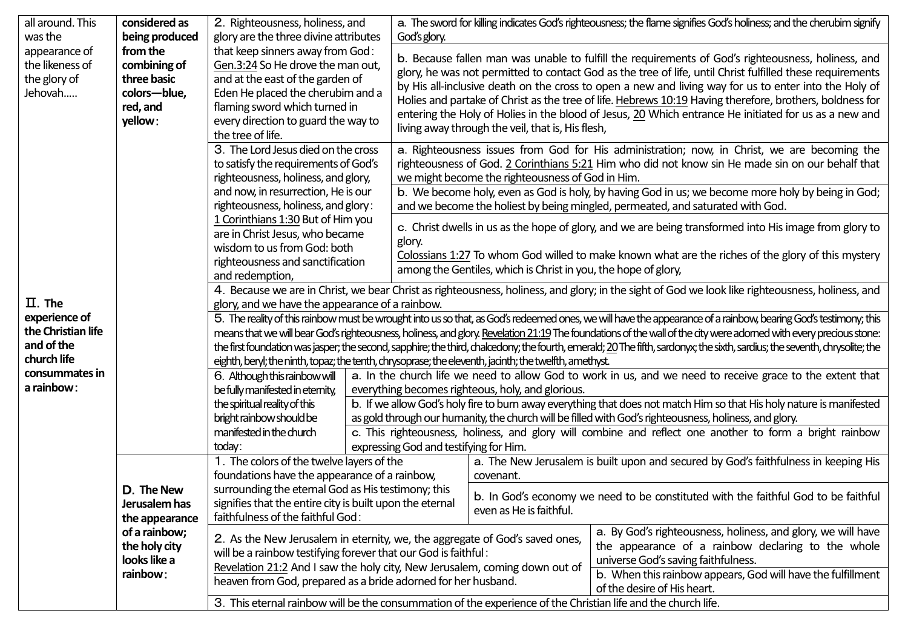| | | | | |
|---|---|---|---|---|
| all around. This was the appearance of the likeness of the glory of Jehovah….. | **considered as being produced from the combining of three basic colors—blue, red, and yellow：** | 2. Righteousness, holiness, and glory are the three divine attributes that keep sinners away from God：Gen.3:24 So He drove the man out, and at the east of the garden of Eden He placed the cherubim and a flaming sword which turned in every direction to guard the way to the tree of life. | a. The sword for killing indicates God's righteousness; the flame signifies God's holiness; and the cherubim signify God's glory. | |
| | | | b. Because fallen man was unable to fulfill the requirements of God's righteousness, holiness, and glory, he was not permitted to contact God as the tree of life, until Christ fulfilled these requirements by His all-inclusive death on the cross to open a new and living way for us to enter into the Holy of Holies and partake of Christ as the tree of life. Hebrews 10:19 Having therefore, brothers, boldness for entering the Holy of Holies in the blood of Jesus, 20 Which entrance He initiated for us as a new and living away through the veil, that is, His flesh, | |
| | | 3. The Lord Jesus died on the cross to satisfy the requirements of God's righteousness, holiness, and glory, and now, in resurrection, He is our righteousness, holiness, and glory：1 Corinthians 1:30 But of Him you are in Christ Jesus, who became wisdom to us from God: both righteousness and sanctification and redemption, | a. Righteousness issues from God for His administration; now, in Christ, we are becoming the righteousness of God. 2 Corinthians 5:21 Him who did not know sin He made sin on our behalf that we might become the righteousness of God in Him. | |
| | | | b. We become holy, even as God is holy, by having God in us; we become more holy by being in God; and we become the holiest by being mingled, permeated, and saturated with God. | |
| | | | c. Christ dwells in us as the hope of glory, and we are being transformed into His image from glory to glory. Colossians 1:27 To whom God willed to make known what are the riches of the glory of this mystery among the Gentiles, which is Christ in you, the hope of glory, | |
| **Ⅱ. The experience of the Christian life and of the church life consummates in a rainbow：** | | 4. Because we are in Christ, we bear Christ as righteousness, holiness, and glory; in the sight of God we look like righteousness, holiness, and glory, and we have the appearance of a rainbow. | | |
| | | 5. The reality of this rainbow must be wrought into us so that, as God's redeemed ones, we will have the appearance of a rainbow, bearing God's testimony; this means that we will bear God's righteousness, holiness, and glory. Revelation 21:19 The foundations of the wall of the city were adorned with every precious stone: the first foundation was jasper; the second, sapphire; the third, chalcedony; the fourth, emerald; 20 The fifth, sardonyx; the sixth, sardius; the seventh, chrysolite; the eighth, beryl; the ninth, topaz; the tenth, chrysoprase; the eleventh, jacinth; the twelfth, amethyst. | | |
| | | 6. Although this rainbow will be fully manifested in eternity, the spiritual reality of this bright rainbow should be manifested in the church today： | a. In the church life we need to allow God to work in us, and we need to receive grace to the extent that everything becomes righteous, holy, and glorious. | |
| | | | b. If we allow God's holy fire to burn away everything that does not match Him so that His holy nature is manifested as gold through our humanity, the church will be filled with God's righteousness, holiness, and glory. | |
| | | | c. This righteousness, holiness, and glory will combine and reflect one another to form a bright rainbow expressing God and testifying for Him. | |
| | **D. The New Jerusalem has the appearance of a rainbow; the holy city looks like a rainbow：** | 1. The colors of the twelve layers of the foundations have the appearance of a rainbow, surrounding the eternal God as His testimony; this signifies that the entire city is built upon the eternal faithfulness of the faithful God： | a. The New Jerusalem is built upon and secured by God's faithfulness in keeping His covenant. | |
| | | | b. In God's economy we need to be constituted with the faithful God to be faithful even as He is faithful. | |
| | | 2. As the New Jerusalem in eternity, we, the aggregate of God's saved ones, will be a rainbow testifying forever that our God is faithful：Revelation 21:2 And I saw the holy city, New Jerusalem, coming down out of heaven from God, prepared as a bride adorned for her husband. | a. By God's righteousness, holiness, and glory, we will have the appearance of a rainbow declaring to the whole universe God's saving faithfulness. | |
| | | | b. When this rainbow appears, God will have the fulfillment of the desire of His heart. | |
| | | 3. This eternal rainbow will be the consummation of the experience of the Christian life and the church life. | | |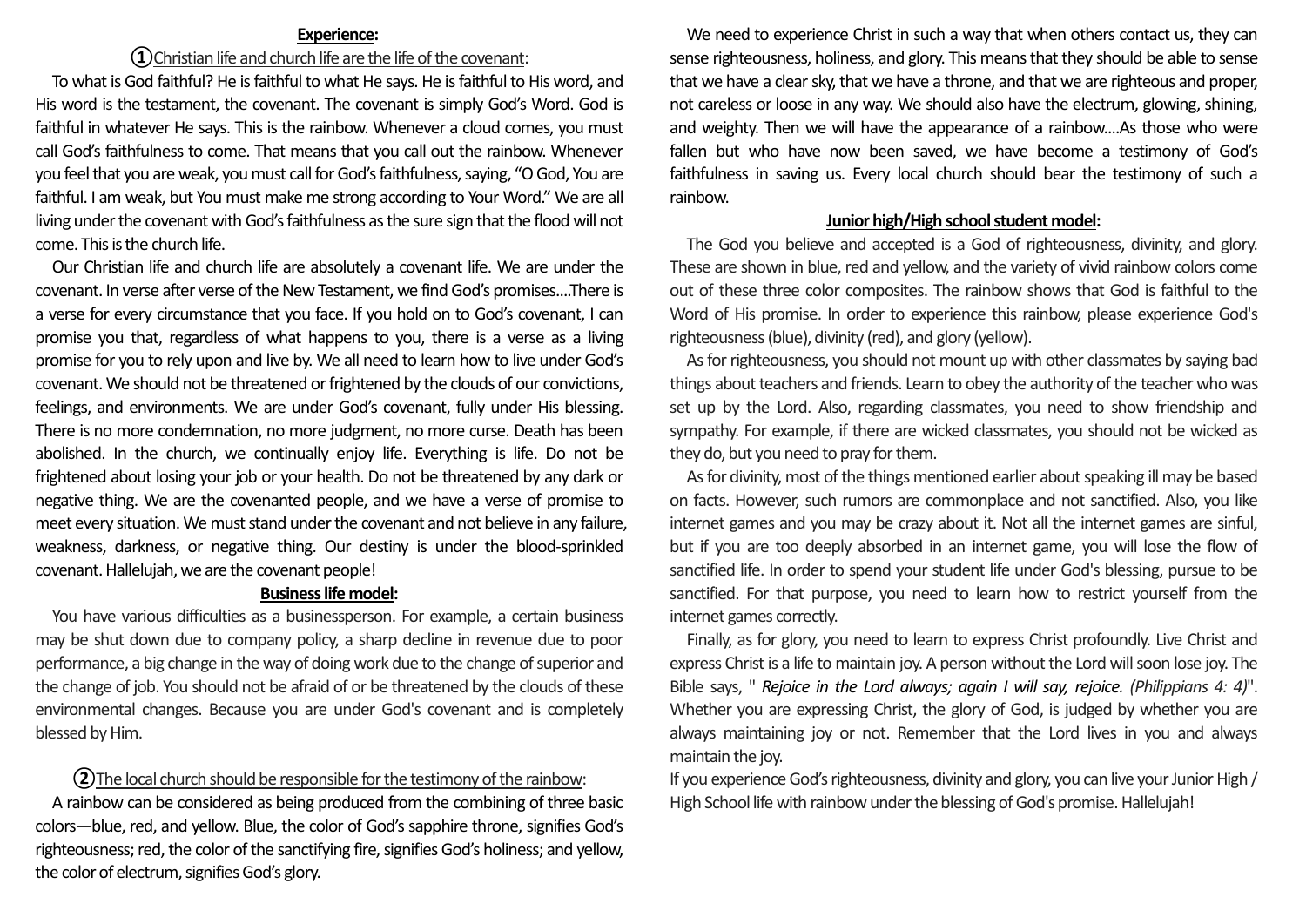**Experience:**

①Christian life and church life are the life of the covenant:

To what is God faithful? He is faithful to what He says. He is faithful to His word, and His word is the testament, the covenant. The covenant is simply God's Word. God is faithful in whatever He says. This is the rainbow. Whenever a cloud comes, you must call God's faithfulness to come. That means that you call out the rainbow. Whenever you feel that you are weak, you must call for God's faithfulness, saying, "O God, You are faithful. I am weak, but You must make me strong according to Your Word." We are all living under the covenant with God's faithfulness as the sure sign that the flood will not come. This is the church life.

Our Christian life and church life are absolutely a covenant life. We are under the covenant. In verse after verse of the New Testament, we find God's promises....There is a verse for every circumstance that you face. If you hold on to God's covenant, I can promise you that, regardless of what happens to you, there is a verse as a living promise for you to rely upon and live by. We all need to learn how to live under God's covenant. We should not be threatened or frightened by the clouds of our convictions, feelings, and environments. We are under God's covenant, fully under His blessing. There is no more condemnation, no more judgment, no more curse. Death has been abolished. In the church, we continually enjoy life. Everything is life. Do not be frightened about losing your job or your health. Do not be threatened by any dark or negative thing. We are the covenanted people, and we have a verse of promise to meet every situation. We must stand under the covenant and not believe in any failure, weakness, darkness, or negative thing. Our destiny is under the blood-sprinkled covenant. Hallelujah, we are the covenant people!

**Business life model:**

You have various difficulties as a businessperson. For example, a certain business may be shut down due to company policy, a sharp decline in revenue due to poor performance, a big change in the way of doing work due to the change of superior and the change of job. You should not be afraid of or be threatened by the clouds of these environmental changes. Because you are under God's covenant and is completely blessed by Him.

②The local church should be responsible for the testimony of the rainbow:

A rainbow can be considered as being produced from the combining of three basic colors—blue, red, and yellow. Blue, the color of God's sapphire throne, signifies God's righteousness; red, the color of the sanctifying fire, signifies God's holiness; and yellow, the color of electrum, signifies God's glory.

We need to experience Christ in such a way that when others contact us, they can sense righteousness, holiness, and glory. This means that they should be able to sense that we have a clear sky, that we have a throne, and that we are righteous and proper, not careless or loose in any way. We should also have the electrum, glowing, shining, and weighty. Then we will have the appearance of a rainbow....As those who were fallen but who have now been saved, we have become a testimony of God's faithfulness in saving us. Every local church should bear the testimony of such a rainbow.

**Junior high/High school student model:**

The God you believe and accepted is a God of righteousness, divinity, and glory. These are shown in blue, red and yellow, and the variety of vivid rainbow colors come out of these three color composites. The rainbow shows that God is faithful to the Word of His promise. In order to experience this rainbow, please experience God's righteousness (blue), divinity (red), and glory (yellow).

As for righteousness, you should not mount up with other classmates by saying bad things about teachers and friends. Learn to obey the authority of the teacher who was set up by the Lord. Also, regarding classmates, you need to show friendship and sympathy. For example, if there are wicked classmates, you should not be wicked as they do, but you need to pray for them.

As for divinity, most of the things mentioned earlier about speaking ill may be based on facts. However, such rumors are commonplace and not sanctified. Also, you like internet games and you may be crazy about it. Not all the internet games are sinful, but if you are too deeply absorbed in an internet game, you will lose the flow of sanctified life. In order to spend your student life under God's blessing, pursue to be sanctified. For that purpose, you need to learn how to restrict yourself from the internet games correctly.

Finally, as for glory, you need to learn to express Christ profoundly. Live Christ and express Christ is a life to maintain joy. A person without the Lord will soon lose joy. The Bible says, " *Rejoice in the Lord always; again I will say, rejoice. (Philippians 4: 4)*". Whether you are expressing Christ, the glory of God, is judged by whether you are always maintaining joy or not. Remember that the Lord lives in you and always maintain the joy.

If you experience God's righteousness, divinity and glory, you can live your Junior High / High School life with rainbow under the blessing of God's promise. Hallelujah!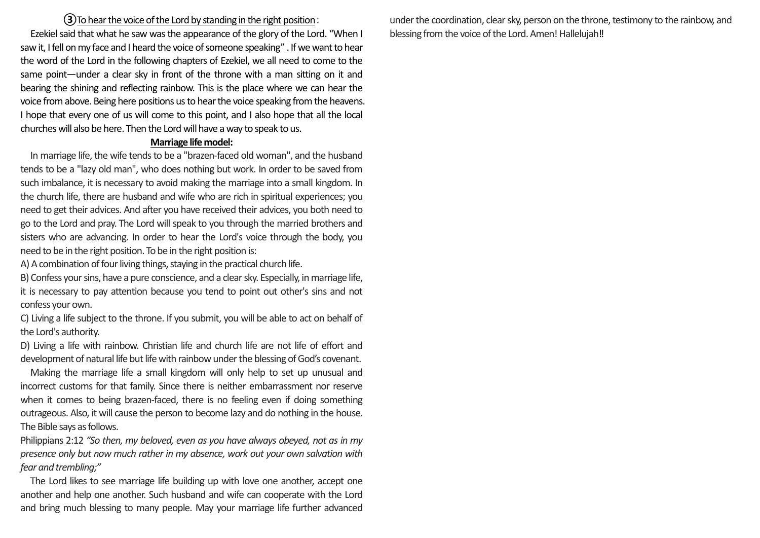③ <u>To hear the voice of the Lord by standing in the right position</u>:

Ezekiel said that what he saw was the appearance of the glory of the Lord. “When I saw it, I fell on my face and I heard the voice of someone speaking” . If we want to hear the word of the Lord in the following chapters of Ezekiel, we all need to come to the same point—under a clear sky in front of the throne with a man sitting on it and bearing the shining and reflecting rainbow. This is the place where we can hear the voice from above. Being here positions us to hear the voice speaking from the heavens. I hope that every one of us will come to this point, and I also hope that all the local churches will also be here. Then the Lord will have a way to speak to us.

**<u>Marriage life model</u>:**

In marriage life, the wife tends to be a "brazen-faced old woman", and the husband tends to be a "lazy old man", who does nothing but work. In order to be saved from such imbalance, it is necessary to avoid making the marriage into a small kingdom. In the church life, there are husband and wife who are rich in spiritual experiences; you need to get their advices. And after you have received their advices, you both need to go to the Lord and pray. The Lord will speak to you through the married brothers and sisters who are advancing. In order to hear the Lord's voice through the body, you need to be in the right position. To be in the right position is:

A) A combination of four living things, staying in the practical church life.

B) Confess your sins, have a pure conscience, and a clear sky. Especially, in marriage life, it is necessary to pay attention because you tend to point out other's sins and not confess your own.

C) Living a life subject to the throne. If you submit, you will be able to act on behalf of the Lord's authority.

D) Living a life with rainbow. Christian life and church life are not life of effort and development of natural life but life with rainbow under the blessing of God’s covenant.

Making the marriage life a small kingdom will only help to set up unusual and incorrect customs for that family. Since there is neither embarrassment nor reserve when it comes to being brazen-faced, there is no feeling even if doing something outrageous. Also, it will cause the person to become lazy and do nothing in the house. The Bible says as follows.

Philippians 2:12 *“So then, my beloved, even as you have always obeyed, not as in my presence only but now much rather in my absence, work out your own salvation with fear and trembling;”*

The Lord likes to see marriage life building up with love one another, accept one another and help one another. Such husband and wife can cooperate with the Lord and bring much blessing to many people. May your marriage life further advanced under the coordination, clear sky, person on the throne, testimony to the rainbow, and blessing from the voice of the Lord. Amen! Hallelujah!!